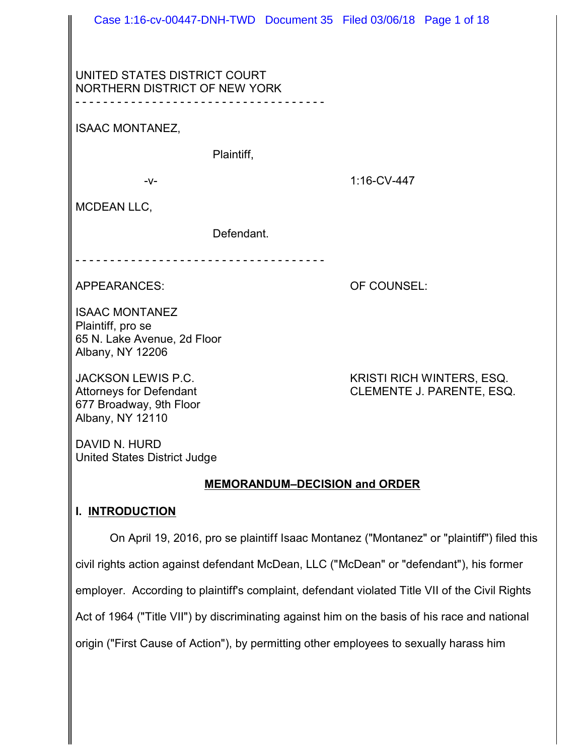UNITED STATES DISTRICT COURT
NORTHERN DISTRICT OF NEW YORK

- - - - - - - - - - - - - - - - - - - - - - - - - - - - - - - - - - -

ISAAC MONTANEZ,

Plaintiff,

-v- 1:16-CV-447

MCDEAN LLC,

Defendant.

- - - - - - - - - - - - - - - - - - - - - - - - - - - - - - - - - - -

| APPEARANCES: | OF COUNSEL: |
|---|---|
| ISAAC MONTANEZ<br>Plaintiff, pro se<br>65 N. Lake Avenue, 2d Floor<br>Albany, NY 12206 | |
| JACKSON LEWIS P.C.<br>Attorneys for Defendant<br>677 Broadway, 9th Floor<br>Albany, NY 12110 | KRISTI RICH WINTERS, ESQ.<br>CLEMENTE J. PARENTE, ESQ. |

DAVID N. HURD
United States District Judge

## MEMORANDUM–DECISION and ORDER

## I. INTRODUCTION

On April 19, 2016, pro se plaintiff Isaac Montanez ("Montanez" or "plaintiff") filed this civil rights action against defendant McDean, LLC ("McDean" or "defendant"), his former employer. According to plaintiff's complaint, defendant violated Title VII of the Civil Rights Act of 1964 ("Title VII") by discriminating against him on the basis of his race and national origin ("First Cause of Action"), by permitting other employees to sexually harass him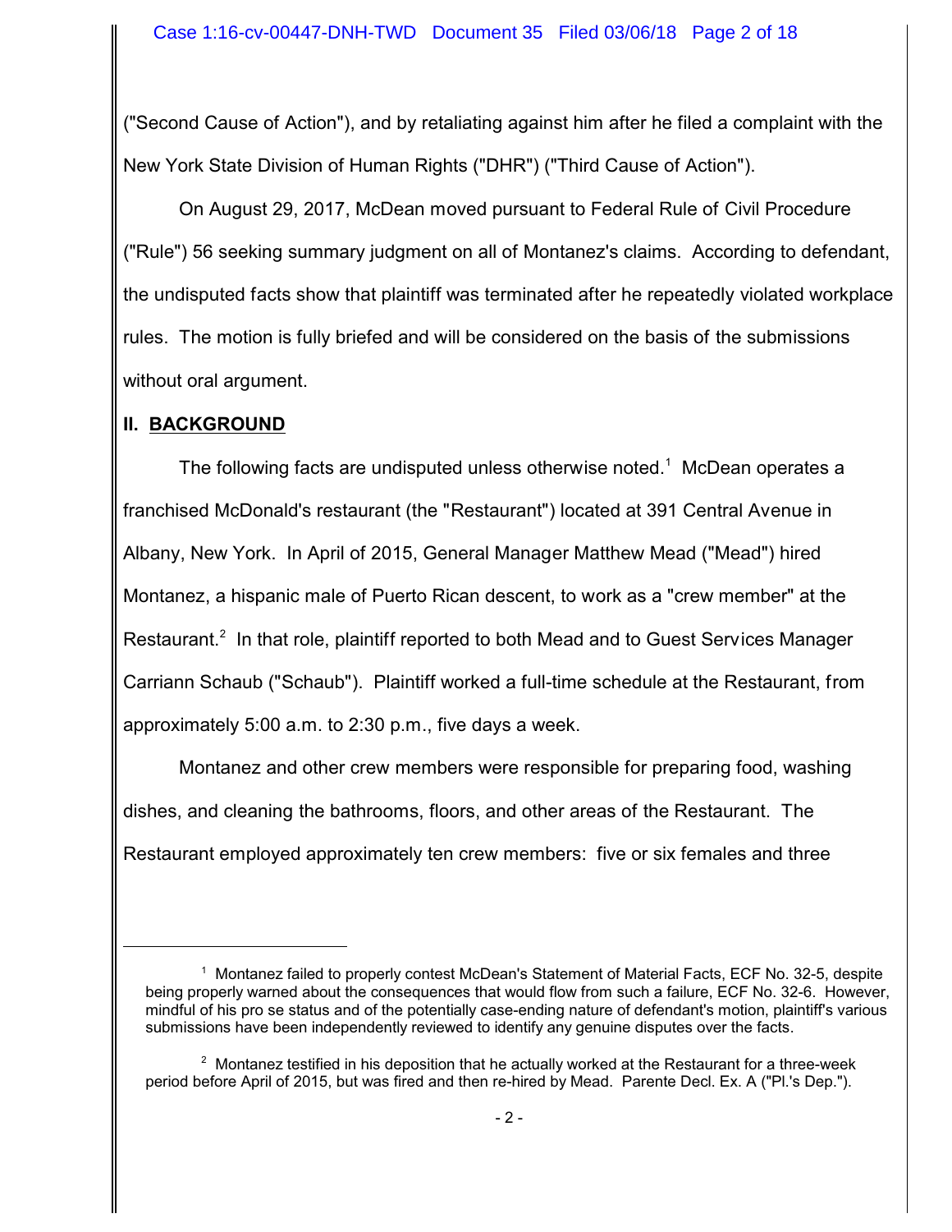("Second Cause of Action"), and by retaliating against him after he filed a complaint with the New York State Division of Human Rights ("DHR") ("Third Cause of Action").

On August 29, 2017, McDean moved pursuant to Federal Rule of Civil Procedure ("Rule") 56 seeking summary judgment on all of Montanez's claims. According to defendant, the undisputed facts show that plaintiff was terminated after he repeatedly violated workplace rules. The motion is fully briefed and will be considered on the basis of the submissions without oral argument.

## II. BACKGROUND

The following facts are undisputed unless otherwise noted.[1] McDean operates a franchised McDonald's restaurant (the "Restaurant") located at 391 Central Avenue in Albany, New York. In April of 2015, General Manager Matthew Mead ("Mead") hired Montanez, a hispanic male of Puerto Rican descent, to work as a "crew member" at the Restaurant.[2] In that role, plaintiff reported to both Mead and to Guest Services Manager Carriann Schaub ("Schaub"). Plaintiff worked a full-time schedule at the Restaurant, from approximately 5:00 a.m. to 2:30 p.m., five days a week.

Montanez and other crew members were responsible for preparing food, washing dishes, and cleaning the bathrooms, floors, and other areas of the Restaurant. The Restaurant employed approximately ten crew members: five or six females and three

---

[1] Montanez failed to properly contest McDean's Statement of Material Facts, ECF No. 32-5, despite being properly warned about the consequences that would flow from such a failure, ECF No. 32-6. However, mindful of his pro se status and of the potentially case-ending nature of defendant's motion, plaintiff's various submissions have been independently reviewed to identify any genuine disputes over the facts.

[2] Montanez testified in his deposition that he actually worked at the Restaurant for a three-week period before April of 2015, but was fired and then re-hired by Mead. Parente Decl. Ex. A ("Pl.'s Dep.").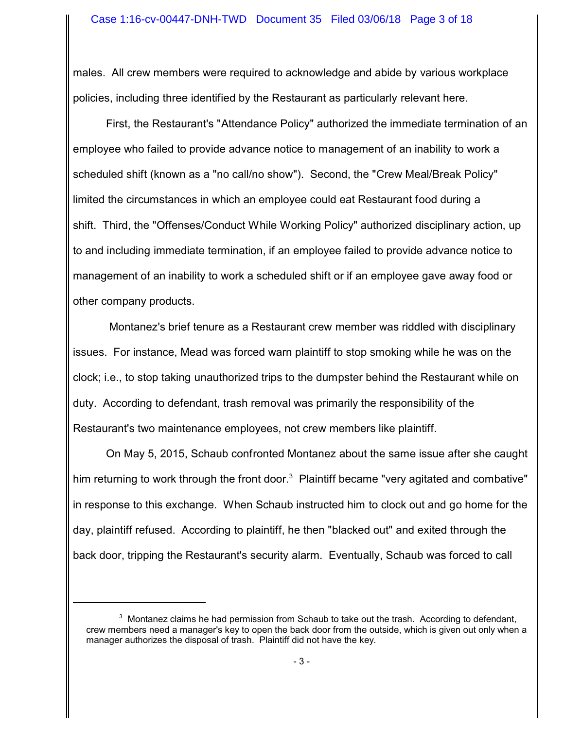males. All crew members were required to acknowledge and abide by various workplace policies, including three identified by the Restaurant as particularly relevant here.

First, the Restaurant's "Attendance Policy" authorized the immediate termination of an employee who failed to provide advance notice to management of an inability to work a scheduled shift (known as a "no call/no show"). Second, the "Crew Meal/Break Policy" limited the circumstances in which an employee could eat Restaurant food during a shift. Third, the "Offenses/Conduct While Working Policy" authorized disciplinary action, up to and including immediate termination, if an employee failed to provide advance notice to management of an inability to work a scheduled shift or if an employee gave away food or other company products.

Montanez's brief tenure as a Restaurant crew member was riddled with disciplinary issues. For instance, Mead was forced warn plaintiff to stop smoking while he was on the clock; i.e., to stop taking unauthorized trips to the dumpster behind the Restaurant while on duty. According to defendant, trash removal was primarily the responsibility of the Restaurant's two maintenance employees, not crew members like plaintiff.

On May 5, 2015, Schaub confronted Montanez about the same issue after she caught him returning to work through the front door.[3] Plaintiff became "very agitated and combative" in response to this exchange. When Schaub instructed him to clock out and go home for the day, plaintiff refused. According to plaintiff, he then "blacked out" and exited through the back door, tripping the Restaurant's security alarm. Eventually, Schaub was forced to call

---

[3] Montanez claims he had permission from Schaub to take out the trash. According to defendant, crew members need a manager's key to open the back door from the outside, which is given out only when a manager authorizes the disposal of trash. Plaintiff did not have the key.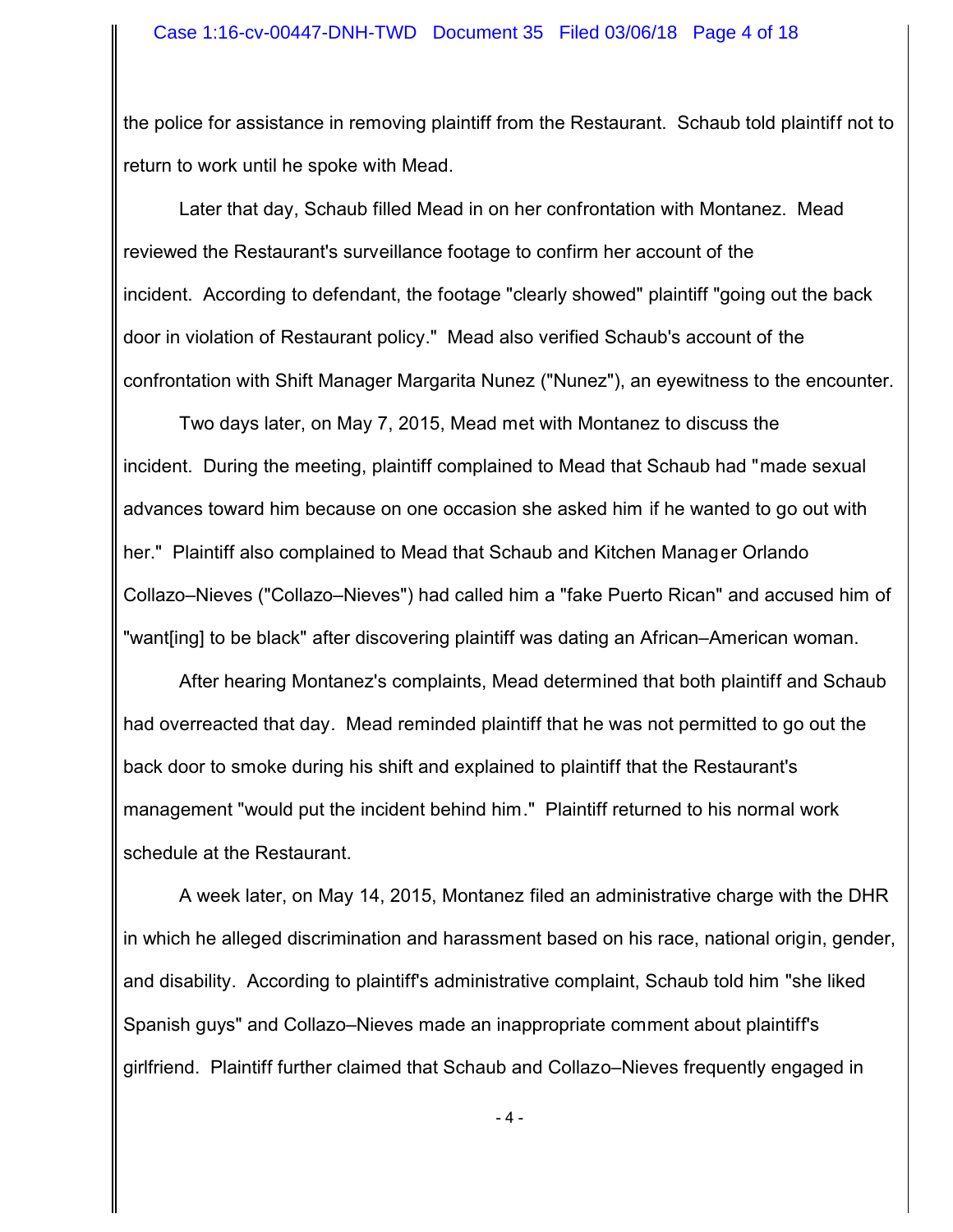the police for assistance in removing plaintiff from the Restaurant. Schaub told plaintiff not to return to work until he spoke with Mead.

Later that day, Schaub filled Mead in on her confrontation with Montanez. Mead reviewed the Restaurant's surveillance footage to confirm her account of the incident. According to defendant, the footage "clearly showed" plaintiff "going out the back door in violation of Restaurant policy." Mead also verified Schaub's account of the confrontation with Shift Manager Margarita Nunez ("Nunez"), an eyewitness to the encounter.

Two days later, on May 7, 2015, Mead met with Montanez to discuss the incident. During the meeting, plaintiff complained to Mead that Schaub had "made sexual advances toward him because on one occasion she asked him if he wanted to go out with her." Plaintiff also complained to Mead that Schaub and Kitchen Manager Orlando Collazo–Nieves ("Collazo–Nieves") had called him a "fake Puerto Rican" and accused him of "want[ing] to be black" after discovering plaintiff was dating an African–American woman.

After hearing Montanez's complaints, Mead determined that both plaintiff and Schaub had overreacted that day. Mead reminded plaintiff that he was not permitted to go out the back door to smoke during his shift and explained to plaintiff that the Restaurant's management "would put the incident behind him." Plaintiff returned to his normal work schedule at the Restaurant.

A week later, on May 14, 2015, Montanez filed an administrative charge with the DHR in which he alleged discrimination and harassment based on his race, national origin, gender, and disability. According to plaintiff's administrative complaint, Schaub told him "she liked Spanish guys" and Collazo–Nieves made an inappropriate comment about plaintiff's girlfriend. Plaintiff further claimed that Schaub and Collazo–Nieves frequently engaged in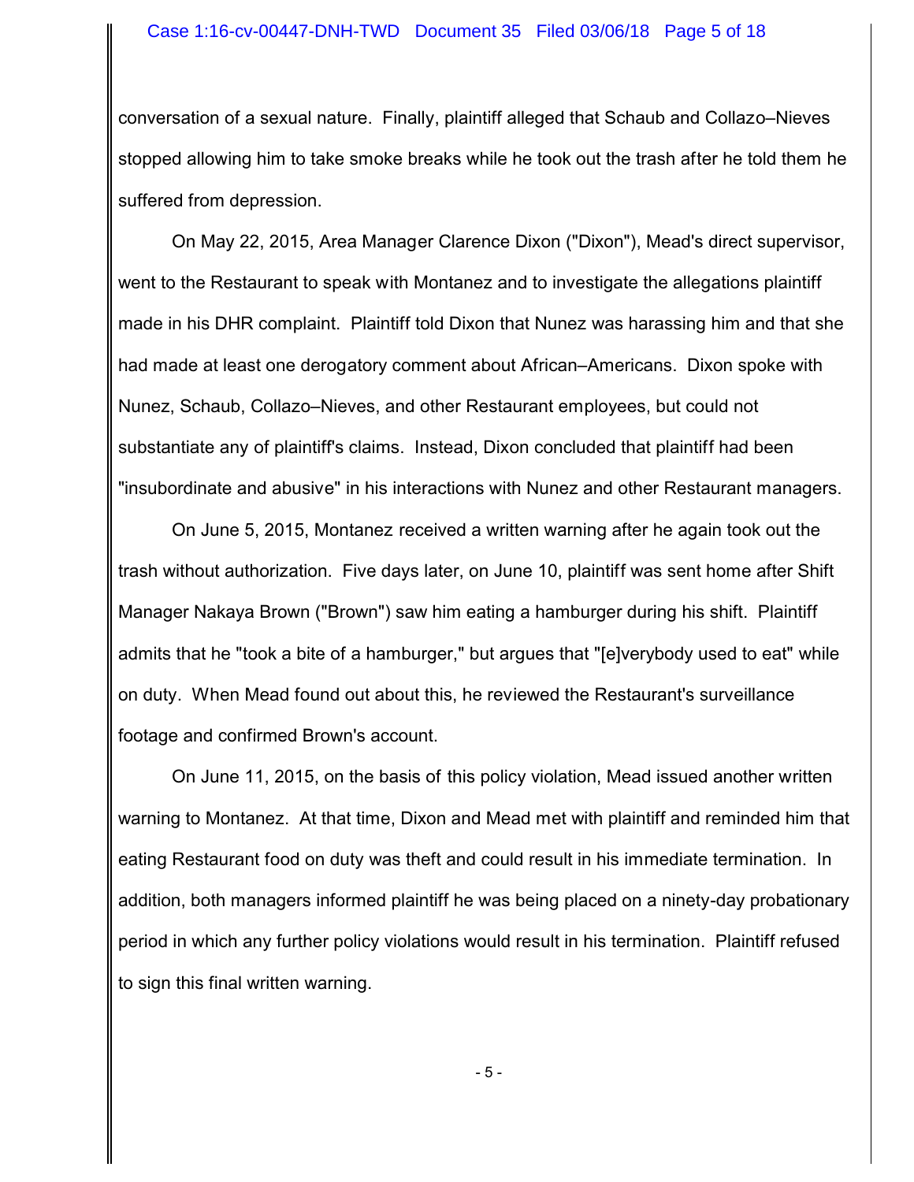conversation of a sexual nature. Finally, plaintiff alleged that Schaub and Collazo–Nieves stopped allowing him to take smoke breaks while he took out the trash after he told them he suffered from depression.

On May 22, 2015, Area Manager Clarence Dixon ("Dixon"), Mead's direct supervisor, went to the Restaurant to speak with Montanez and to investigate the allegations plaintiff made in his DHR complaint. Plaintiff told Dixon that Nunez was harassing him and that she had made at least one derogatory comment about African–Americans. Dixon spoke with Nunez, Schaub, Collazo–Nieves, and other Restaurant employees, but could not substantiate any of plaintiff's claims. Instead, Dixon concluded that plaintiff had been "insubordinate and abusive" in his interactions with Nunez and other Restaurant managers.

On June 5, 2015, Montanez received a written warning after he again took out the trash without authorization. Five days later, on June 10, plaintiff was sent home after Shift Manager Nakaya Brown ("Brown") saw him eating a hamburger during his shift. Plaintiff admits that he "took a bite of a hamburger," but argues that "[e]verybody used to eat" while on duty. When Mead found out about this, he reviewed the Restaurant's surveillance footage and confirmed Brown's account.

On June 11, 2015, on the basis of this policy violation, Mead issued another written warning to Montanez. At that time, Dixon and Mead met with plaintiff and reminded him that eating Restaurant food on duty was theft and could result in his immediate termination. In addition, both managers informed plaintiff he was being placed on a ninety-day probationary period in which any further policy violations would result in his termination. Plaintiff refused to sign this final written warning.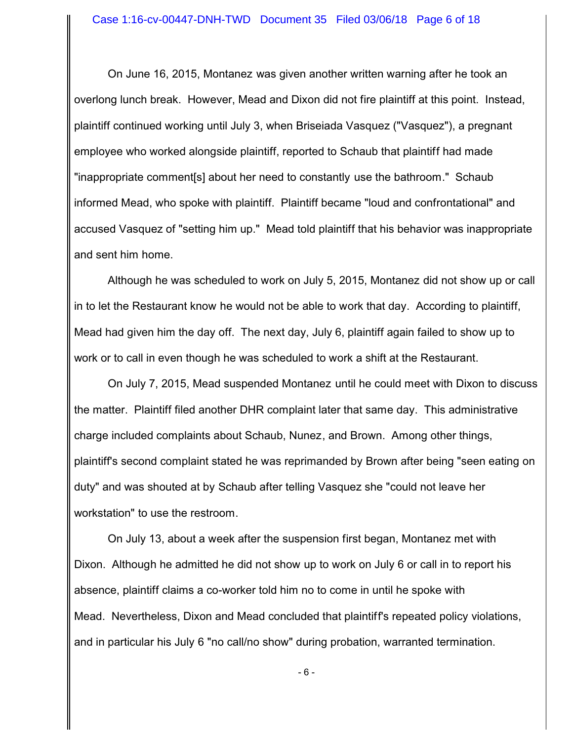On June 16, 2015, Montanez was given another written warning after he took an overlong lunch break. However, Mead and Dixon did not fire plaintiff at this point. Instead, plaintiff continued working until July 3, when Briseiada Vasquez ("Vasquez"), a pregnant employee who worked alongside plaintiff, reported to Schaub that plaintiff had made "inappropriate comment[s] about her need to constantly use the bathroom." Schaub informed Mead, who spoke with plaintiff. Plaintiff became "loud and confrontational" and accused Vasquez of "setting him up." Mead told plaintiff that his behavior was inappropriate and sent him home.

Although he was scheduled to work on July 5, 2015, Montanez did not show up or call in to let the Restaurant know he would not be able to work that day. According to plaintiff, Mead had given him the day off. The next day, July 6, plaintiff again failed to show up to work or to call in even though he was scheduled to work a shift at the Restaurant.

On July 7, 2015, Mead suspended Montanez until he could meet with Dixon to discuss the matter. Plaintiff filed another DHR complaint later that same day. This administrative charge included complaints about Schaub, Nunez, and Brown. Among other things, plaintiff's second complaint stated he was reprimanded by Brown after being "seen eating on duty" and was shouted at by Schaub after telling Vasquez she "could not leave her workstation" to use the restroom.

On July 13, about a week after the suspension first began, Montanez met with Dixon. Although he admitted he did not show up to work on July 6 or call in to report his absence, plaintiff claims a co-worker told him no to come in until he spoke with Mead. Nevertheless, Dixon and Mead concluded that plaintiff's repeated policy violations, and in particular his July 6 "no call/no show" during probation, warranted termination.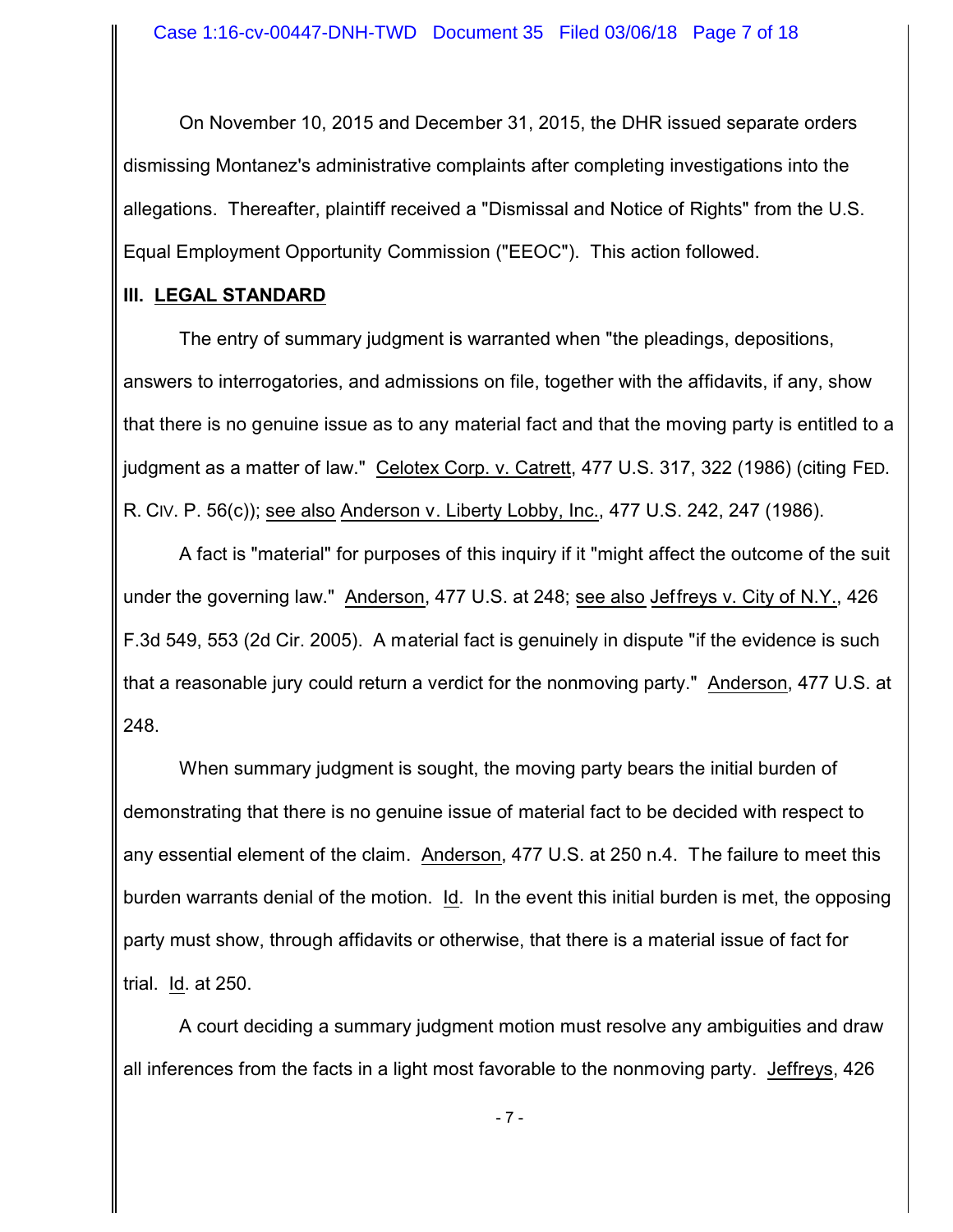On November 10, 2015 and December 31, 2015, the DHR issued separate orders dismissing Montanez's administrative complaints after completing investigations into the allegations. Thereafter, plaintiff received a "Dismissal and Notice of Rights" from the U.S. Equal Employment Opportunity Commission ("EEOC"). This action followed.

## III. LEGAL STANDARD

The entry of summary judgment is warranted when "the pleadings, depositions, answers to interrogatories, and admissions on file, together with the affidavits, if any, show that there is no genuine issue as to any material fact and that the moving party is entitled to a judgment as a matter of law." Celotex Corp. v. Catrett, 477 U.S. 317, 322 (1986) (citing FED. R. CIV. P. 56(c)); see also Anderson v. Liberty Lobby, Inc., 477 U.S. 242, 247 (1986).

A fact is "material" for purposes of this inquiry if it "might affect the outcome of the suit under the governing law." Anderson, 477 U.S. at 248; see also Jeffreys v. City of N.Y., 426 F.3d 549, 553 (2d Cir. 2005). A material fact is genuinely in dispute "if the evidence is such that a reasonable jury could return a verdict for the nonmoving party." Anderson, 477 U.S. at 248.

When summary judgment is sought, the moving party bears the initial burden of demonstrating that there is no genuine issue of material fact to be decided with respect to any essential element of the claim. Anderson, 477 U.S. at 250 n.4. The failure to meet this burden warrants denial of the motion. Id. In the event this initial burden is met, the opposing party must show, through affidavits or otherwise, that there is a material issue of fact for trial. Id. at 250.

A court deciding a summary judgment motion must resolve any ambiguities and draw all inferences from the facts in a light most favorable to the nonmoving party. Jeffreys, 426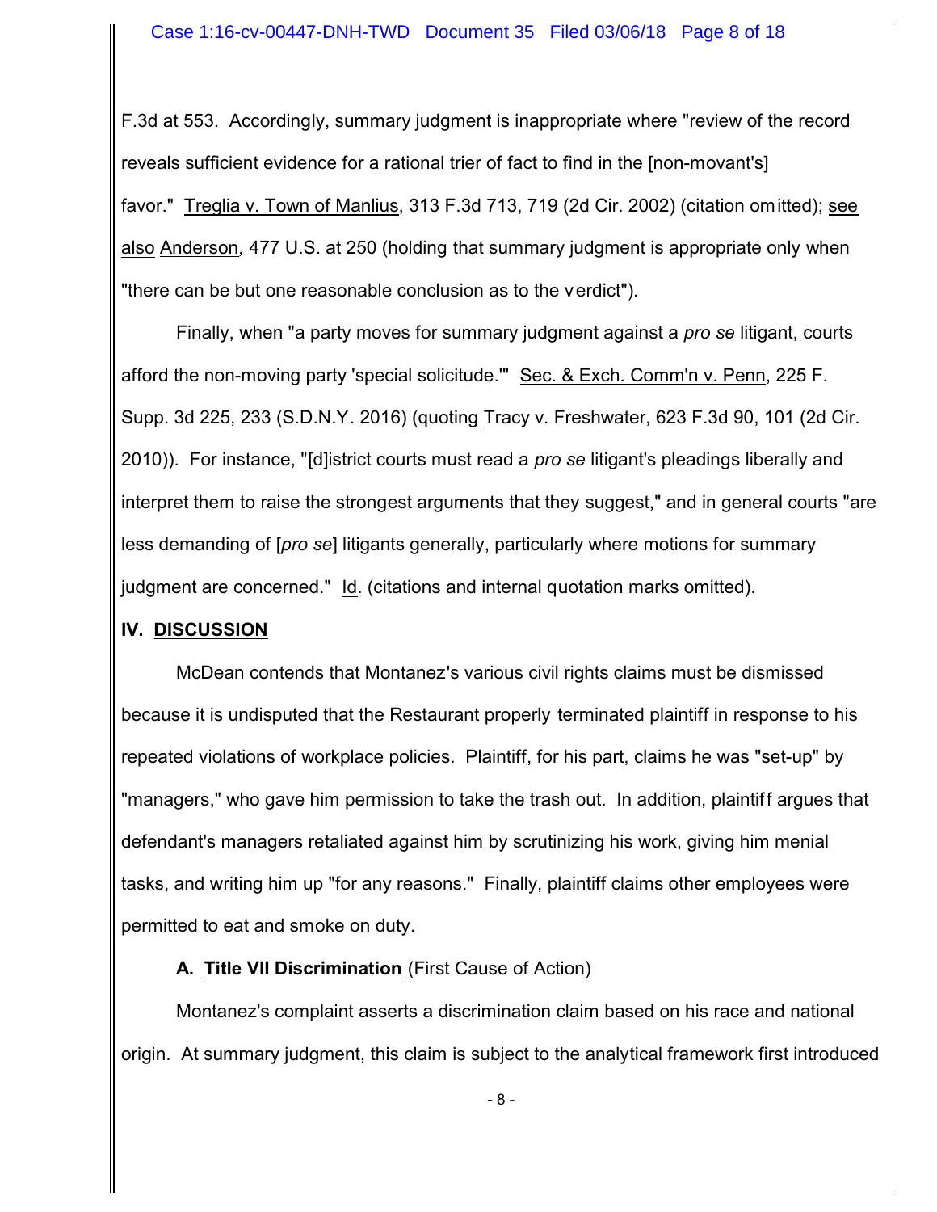F.3d at 553. Accordingly, summary judgment is inappropriate where "review of the record reveals sufficient evidence for a rational trier of fact to find in the [non-movant's] favor." Treglia v. Town of Manlius, 313 F.3d 713, 719 (2d Cir. 2002) (citation omitted); see also Anderson, 477 U.S. at 250 (holding that summary judgment is appropriate only when "there can be but one reasonable conclusion as to the verdict").

Finally, when "a party moves for summary judgment against a *pro se* litigant, courts afford the non-moving party 'special solicitude.'" Sec. & Exch. Comm'n v. Penn, 225 F. Supp. 3d 225, 233 (S.D.N.Y. 2016) (quoting Tracy v. Freshwater, 623 F.3d 90, 101 (2d Cir. 2010)). For instance, "[d]istrict courts must read a *pro se* litigant's pleadings liberally and interpret them to raise the strongest arguments that they suggest," and in general courts "are less demanding of [*pro se*] litigants generally, particularly where motions for summary judgment are concerned." Id. (citations and internal quotation marks omitted).

## IV. DISCUSSION

McDean contends that Montanez's various civil rights claims must be dismissed because it is undisputed that the Restaurant properly terminated plaintiff in response to his repeated violations of workplace policies. Plaintiff, for his part, claims he was "set-up" by "managers," who gave him permission to take the trash out. In addition, plaintiff argues that defendant's managers retaliated against him by scrutinizing his work, giving him menial tasks, and writing him up "for any reasons." Finally, plaintiff claims other employees were permitted to eat and smoke on duty.

### A. Title VII Discrimination (First Cause of Action)

Montanez's complaint asserts a discrimination claim based on his race and national origin. At summary judgment, this claim is subject to the analytical framework first introduced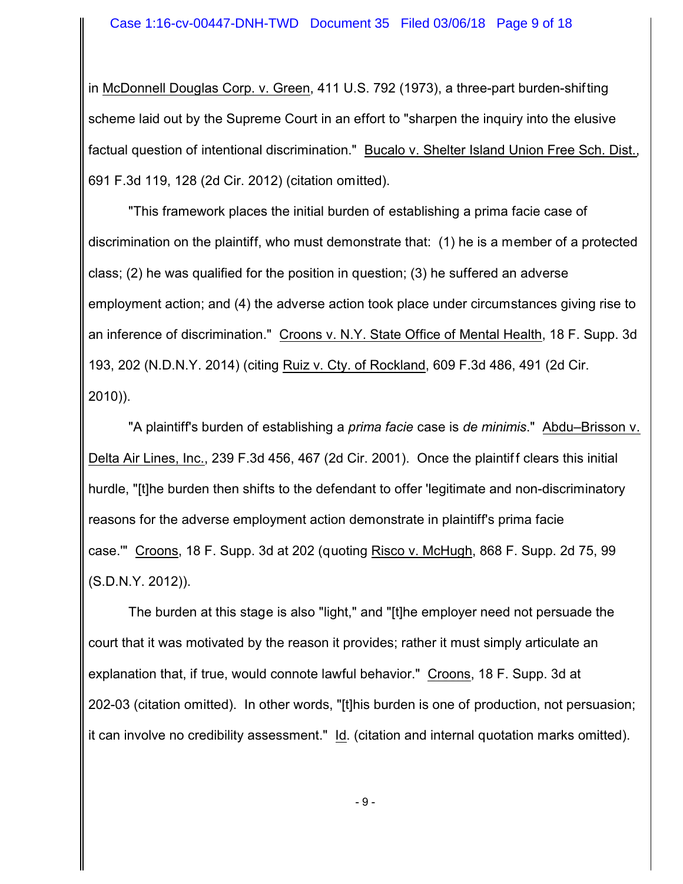in McDonnell Douglas Corp. v. Green, 411 U.S. 792 (1973), a three-part burden-shifting scheme laid out by the Supreme Court in an effort to "sharpen the inquiry into the elusive factual question of intentional discrimination." Bucalo v. Shelter Island Union Free Sch. Dist., 691 F.3d 119, 128 (2d Cir. 2012) (citation omitted).

"This framework places the initial burden of establishing a prima facie case of discrimination on the plaintiff, who must demonstrate that: (1) he is a member of a protected class; (2) he was qualified for the position in question; (3) he suffered an adverse employment action; and (4) the adverse action took place under circumstances giving rise to an inference of discrimination." Croons v. N.Y. State Office of Mental Health, 18 F. Supp. 3d 193, 202 (N.D.N.Y. 2014) (citing Ruiz v. Cty. of Rockland, 609 F.3d 486, 491 (2d Cir. 2010)).

"A plaintiff's burden of establishing a *prima facie* case is *de minimis*." Abdu–Brisson v. Delta Air Lines, Inc., 239 F.3d 456, 467 (2d Cir. 2001). Once the plaintiff clears this initial hurdle, "[t]he burden then shifts to the defendant to offer 'legitimate and non-discriminatory reasons for the adverse employment action demonstrate in plaintiff's prima facie case.'" Croons, 18 F. Supp. 3d at 202 (quoting Risco v. McHugh, 868 F. Supp. 2d 75, 99 (S.D.N.Y. 2012)).

The burden at this stage is also "light," and "[t]he employer need not persuade the court that it was motivated by the reason it provides; rather it must simply articulate an explanation that, if true, would connote lawful behavior." Croons, 18 F. Supp. 3d at 202-03 (citation omitted). In other words, "[t]his burden is one of production, not persuasion; it can involve no credibility assessment." Id. (citation and internal quotation marks omitted).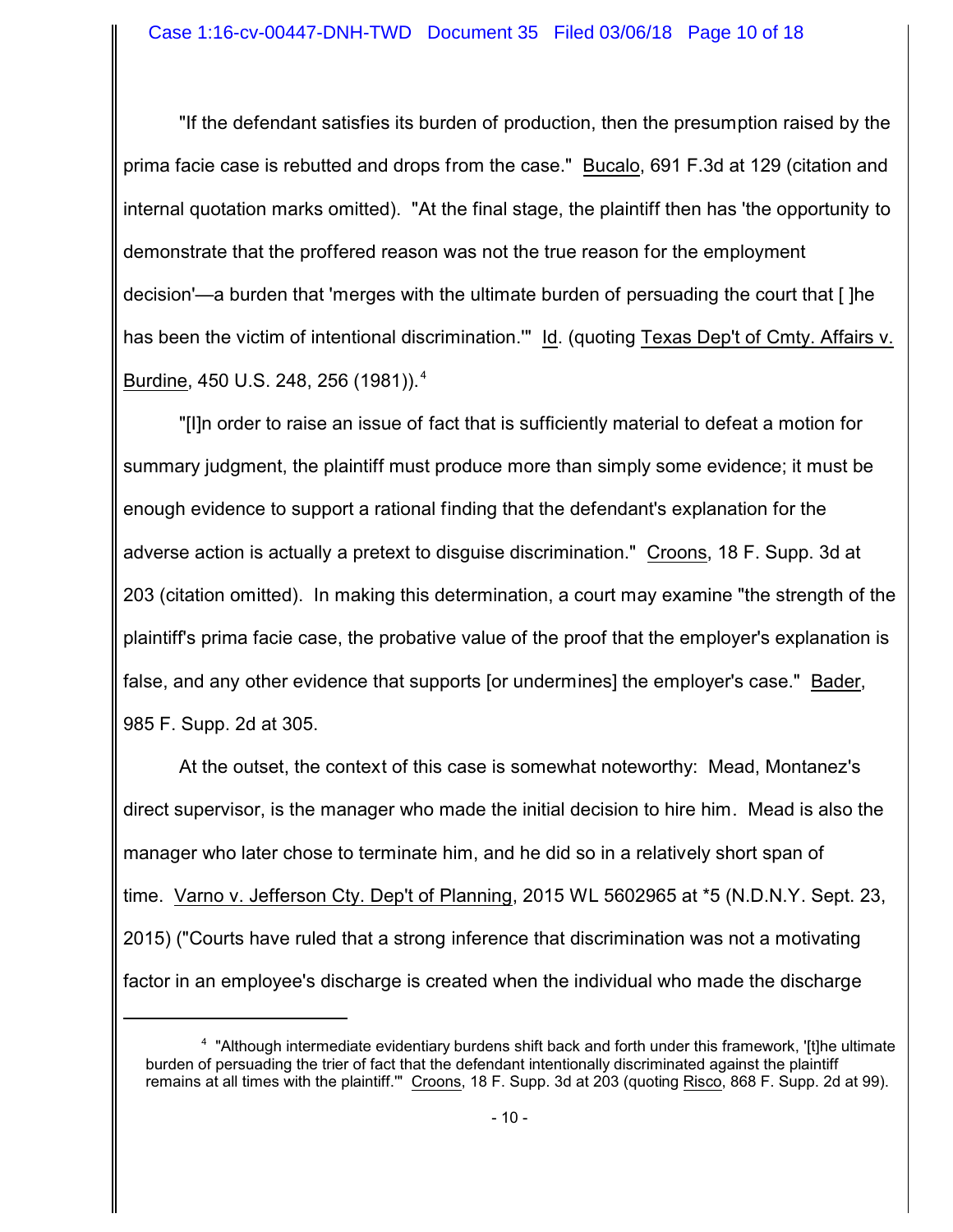"If the defendant satisfies its burden of production, then the presumption raised by the prima facie case is rebutted and drops from the case." Bucalo, 691 F.3d at 129 (citation and internal quotation marks omitted). "At the final stage, the plaintiff then has 'the opportunity to demonstrate that the proffered reason was not the true reason for the employment decision'—a burden that 'merges with the ultimate burden of persuading the court that [ ]he has been the victim of intentional discrimination.'" Id. (quoting Texas Dep't of Cmty. Affairs v. Burdine, 450 U.S. 248, 256 (1981)).[4]

"[I]n order to raise an issue of fact that is sufficiently material to defeat a motion for summary judgment, the plaintiff must produce more than simply some evidence; it must be enough evidence to support a rational finding that the defendant's explanation for the adverse action is actually a pretext to disguise discrimination." Croons, 18 F. Supp. 3d at 203 (citation omitted). In making this determination, a court may examine "the strength of the plaintiff's prima facie case, the probative value of the proof that the employer's explanation is false, and any other evidence that supports [or undermines] the employer's case." Bader, 985 F. Supp. 2d at 305.

At the outset, the context of this case is somewhat noteworthy: Mead, Montanez's direct supervisor, is the manager who made the initial decision to hire him. Mead is also the manager who later chose to terminate him, and he did so in a relatively short span of time. Varno v. Jefferson Cty. Dep't of Planning, 2015 WL 5602965 at *5 (N.D.N.Y. Sept. 23, 2015) ("Courts have ruled that a strong inference that discrimination was not a motivating factor in an employee's discharge is created when the individual who made the discharge

---

[4] "Although intermediate evidentiary burdens shift back and forth under this framework, '[t]he ultimate burden of persuading the trier of fact that the defendant intentionally discriminated against the plaintiff remains at all times with the plaintiff.'" Croons, 18 F. Supp. 3d at 203 (quoting Risco, 868 F. Supp. 2d at 99).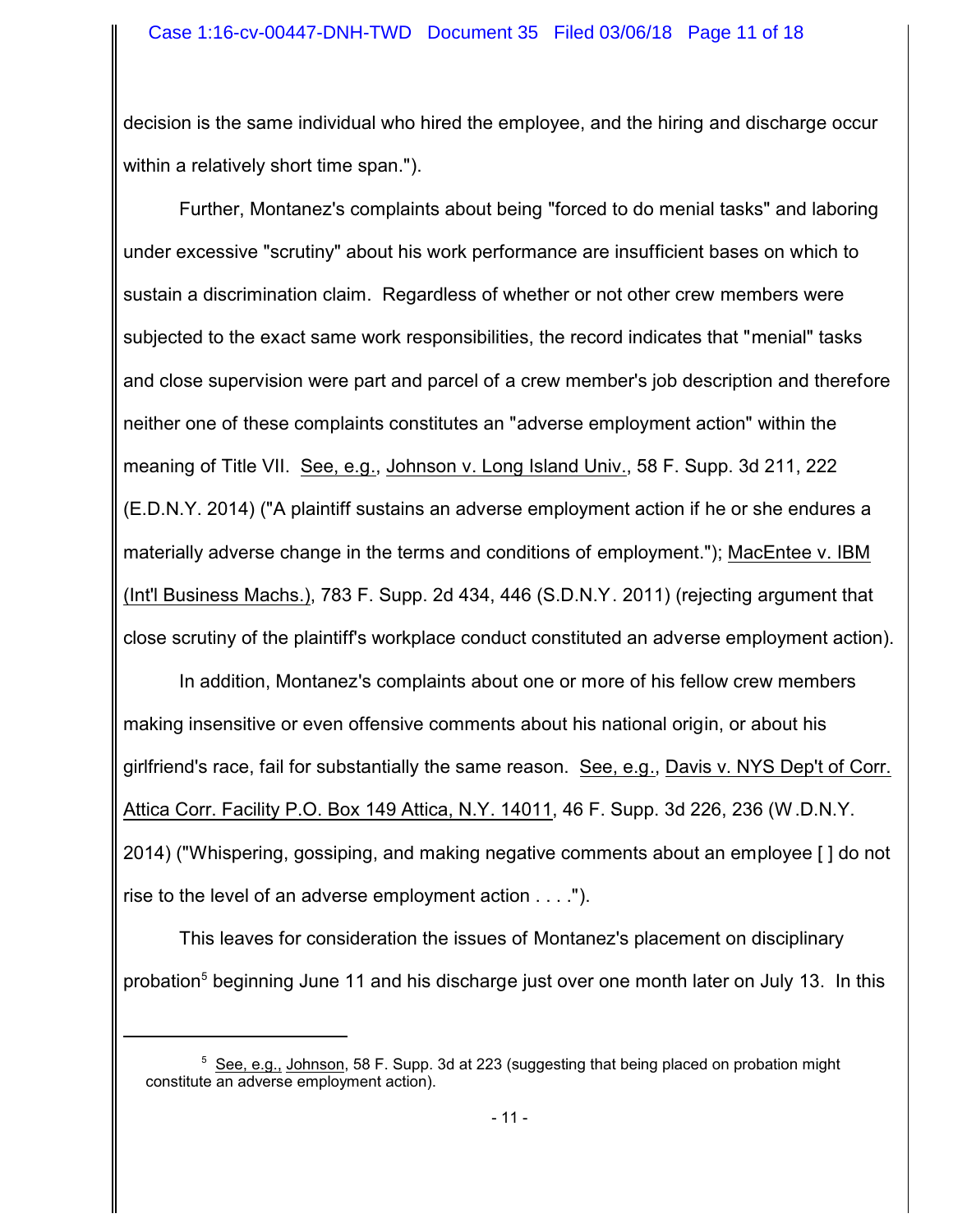decision is the same individual who hired the employee, and the hiring and discharge occur within a relatively short time span.").

Further, Montanez's complaints about being "forced to do menial tasks" and laboring under excessive "scrutiny" about his work performance are insufficient bases on which to sustain a discrimination claim. Regardless of whether or not other crew members were subjected to the exact same work responsibilities, the record indicates that "menial" tasks and close supervision were part and parcel of a crew member's job description and therefore neither one of these complaints constitutes an "adverse employment action" within the meaning of Title VII. See, e.g., Johnson v. Long Island Univ., 58 F. Supp. 3d 211, 222 (E.D.N.Y. 2014) ("A plaintiff sustains an adverse employment action if he or she endures a materially adverse change in the terms and conditions of employment."); MacEntee v. IBM (Int'l Business Machs.), 783 F. Supp. 2d 434, 446 (S.D.N.Y. 2011) (rejecting argument that close scrutiny of the plaintiff's workplace conduct constituted an adverse employment action).

In addition, Montanez's complaints about one or more of his fellow crew members making insensitive or even offensive comments about his national origin, or about his girlfriend's race, fail for substantially the same reason. See, e.g., Davis v. NYS Dep't of Corr. Attica Corr. Facility P.O. Box 149 Attica, N.Y. 14011, 46 F. Supp. 3d 226, 236 (W.D.N.Y. 2014) ("Whispering, gossiping, and making negative comments about an employee [ ] do not rise to the level of an adverse employment action . . . .").

This leaves for consideration the issues of Montanez's placement on disciplinary probation[5] beginning June 11 and his discharge just over one month later on July 13. In this

---

[5] See, e.g., Johnson, 58 F. Supp. 3d at 223 (suggesting that being placed on probation might constitute an adverse employment action).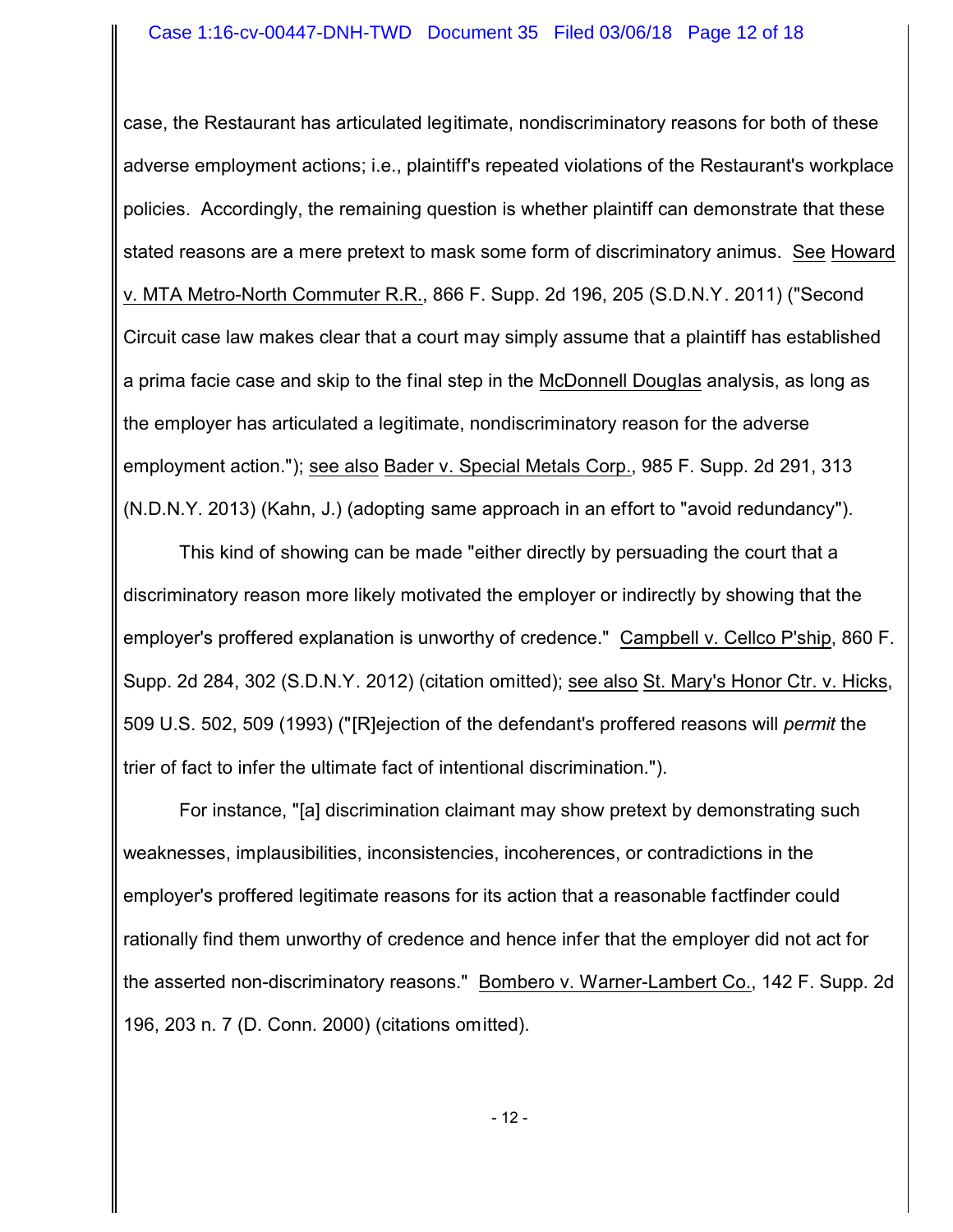case, the Restaurant has articulated legitimate, nondiscriminatory reasons for both of these adverse employment actions; i.e., plaintiff's repeated violations of the Restaurant's workplace policies. Accordingly, the remaining question is whether plaintiff can demonstrate that these stated reasons are a mere pretext to mask some form of discriminatory animus. See Howard v. MTA Metro-North Commuter R.R., 866 F. Supp. 2d 196, 205 (S.D.N.Y. 2011) ("Second Circuit case law makes clear that a court may simply assume that a plaintiff has established a prima facie case and skip to the final step in the McDonnell Douglas analysis, as long as the employer has articulated a legitimate, nondiscriminatory reason for the adverse employment action."); see also Bader v. Special Metals Corp., 985 F. Supp. 2d 291, 313 (N.D.N.Y. 2013) (Kahn, J.) (adopting same approach in an effort to "avoid redundancy").

This kind of showing can be made "either directly by persuading the court that a discriminatory reason more likely motivated the employer or indirectly by showing that the employer's proffered explanation is unworthy of credence." Campbell v. Cellco P'ship, 860 F. Supp. 2d 284, 302 (S.D.N.Y. 2012) (citation omitted); see also St. Mary's Honor Ctr. v. Hicks, 509 U.S. 502, 509 (1993) ("[R]ejection of the defendant's proffered reasons will *permit* the trier of fact to infer the ultimate fact of intentional discrimination.").

For instance, "[a] discrimination claimant may show pretext by demonstrating such weaknesses, implausibilities, inconsistencies, incoherences, or contradictions in the employer's proffered legitimate reasons for its action that a reasonable factfinder could rationally find them unworthy of credence and hence infer that the employer did not act for the asserted non-discriminatory reasons." Bombero v. Warner-Lambert Co., 142 F. Supp. 2d 196, 203 n. 7 (D. Conn. 2000) (citations omitted).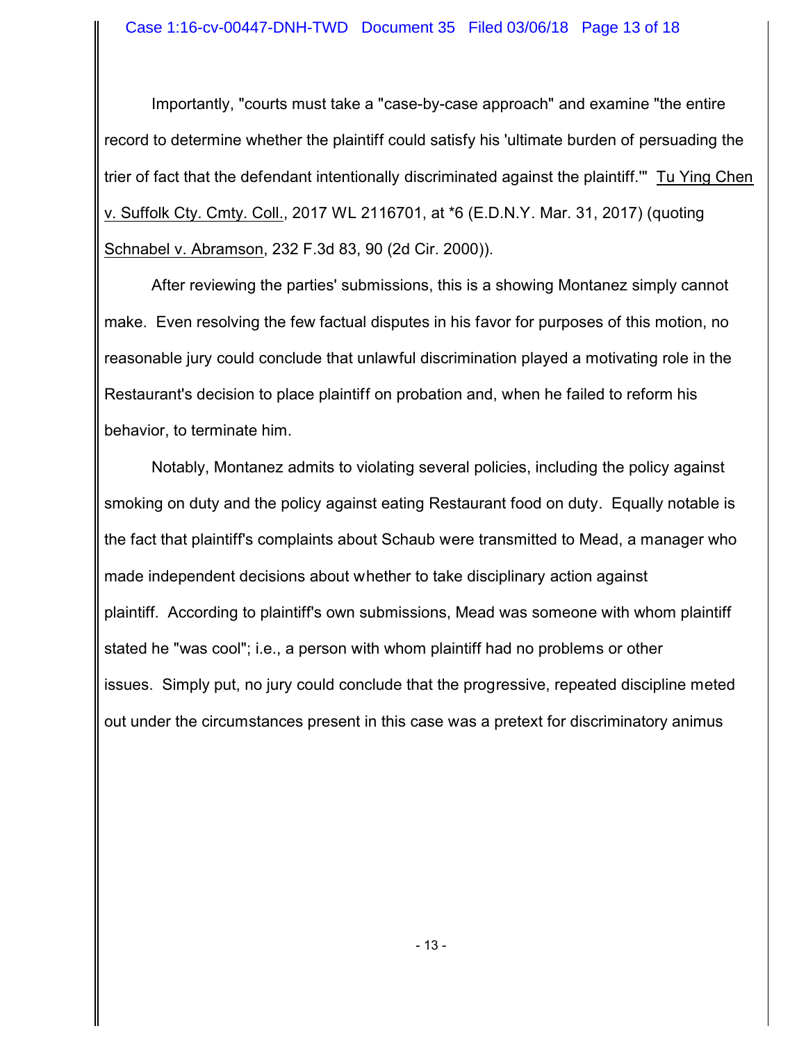Importantly, "courts must take a "case-by-case approach" and examine "the entire record to determine whether the plaintiff could satisfy his 'ultimate burden of persuading the trier of fact that the defendant intentionally discriminated against the plaintiff.'" Tu Ying Chen v. Suffolk Cty. Cmty. Coll., 2017 WL 2116701, at *6 (E.D.N.Y. Mar. 31, 2017) (quoting Schnabel v. Abramson, 232 F.3d 83, 90 (2d Cir. 2000)).

After reviewing the parties' submissions, this is a showing Montanez simply cannot make. Even resolving the few factual disputes in his favor for purposes of this motion, no reasonable jury could conclude that unlawful discrimination played a motivating role in the Restaurant's decision to place plaintiff on probation and, when he failed to reform his behavior, to terminate him.

Notably, Montanez admits to violating several policies, including the policy against smoking on duty and the policy against eating Restaurant food on duty. Equally notable is the fact that plaintiff's complaints about Schaub were transmitted to Mead, a manager who made independent decisions about whether to take disciplinary action against plaintiff. According to plaintiff's own submissions, Mead was someone with whom plaintiff stated he "was cool"; i.e., a person with whom plaintiff had no problems or other issues. Simply put, no jury could conclude that the progressive, repeated discipline meted out under the circumstances present in this case was a pretext for discriminatory animus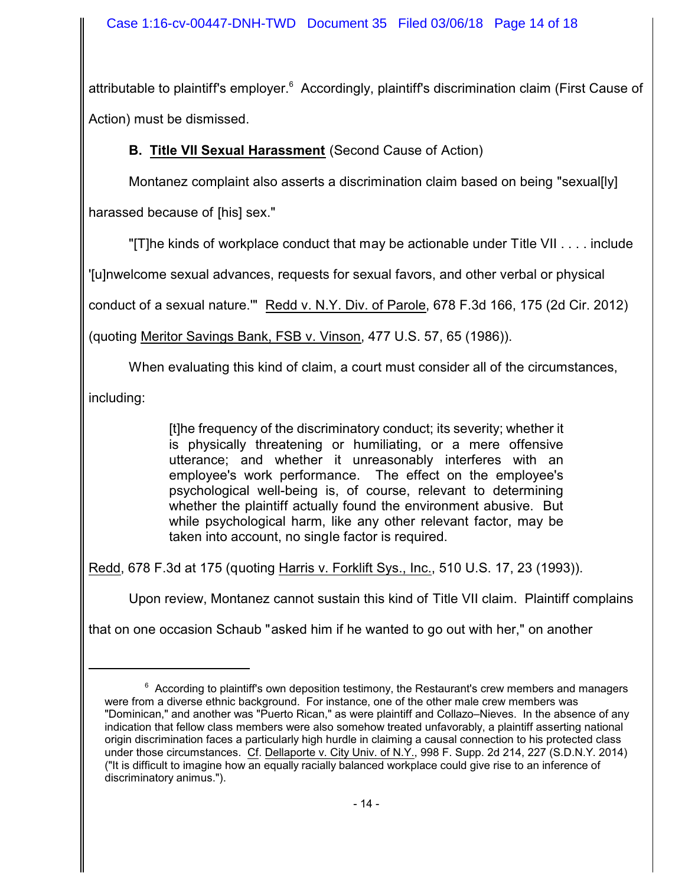attributable to plaintiff's employer.[6] Accordingly, plaintiff's discrimination claim (First Cause of Action) must be dismissed.

**B. <u>Title VII Sexual Harassment</u>** (Second Cause of Action)

Montanez complaint also asserts a discrimination claim based on being "sexual[ly] harassed because of [his] sex."

"[T]he kinds of workplace conduct that may be actionable under Title VII . . . . include '[u]nwelcome sexual advances, requests for sexual favors, and other verbal or physical conduct of a sexual nature.'" <u>Redd v. N.Y. Div. of Parole</u>, 678 F.3d 166, 175 (2d Cir. 2012) (quoting <u>Meritor Savings Bank, FSB v. Vinson</u>, 477 U.S. 57, 65 (1986)).

When evaluating this kind of claim, a court must consider all of the circumstances, including:

> [t]he frequency of the discriminatory conduct; its severity; whether it is physically threatening or humiliating, or a mere offensive utterance; and whether it unreasonably interferes with an employee's work performance. The effect on the employee's psychological well-being is, of course, relevant to determining whether the plaintiff actually found the environment abusive. But while psychological harm, like any other relevant factor, may be taken into account, no single factor is required.

<u>Redd</u>, 678 F.3d at 175 (quoting <u>Harris v. Forklift Sys., Inc.</u>, 510 U.S. 17, 23 (1993)).

Upon review, Montanez cannot sustain this kind of Title VII claim. Plaintiff complains that on one occasion Schaub "asked him if he wanted to go out with her," on another

---

[6] According to plaintiff's own deposition testimony, the Restaurant's crew members and managers were from a diverse ethnic background. For instance, one of the other male crew members was "Dominican," and another was "Puerto Rican," as were plaintiff and Collazo–Nieves. In the absence of any indication that fellow class members were also somehow treated unfavorably, a plaintiff asserting national origin discrimination faces a particularly high hurdle in claiming a causal connection to his protected class under those circumstances. <u>Cf</u>. <u>Dellaporte v. City Univ. of N.Y.</u>, 998 F. Supp. 2d 214, 227 (S.D.N.Y. 2014) ("It is difficult to imagine how an equally racially balanced workplace could give rise to an inference of discriminatory animus.").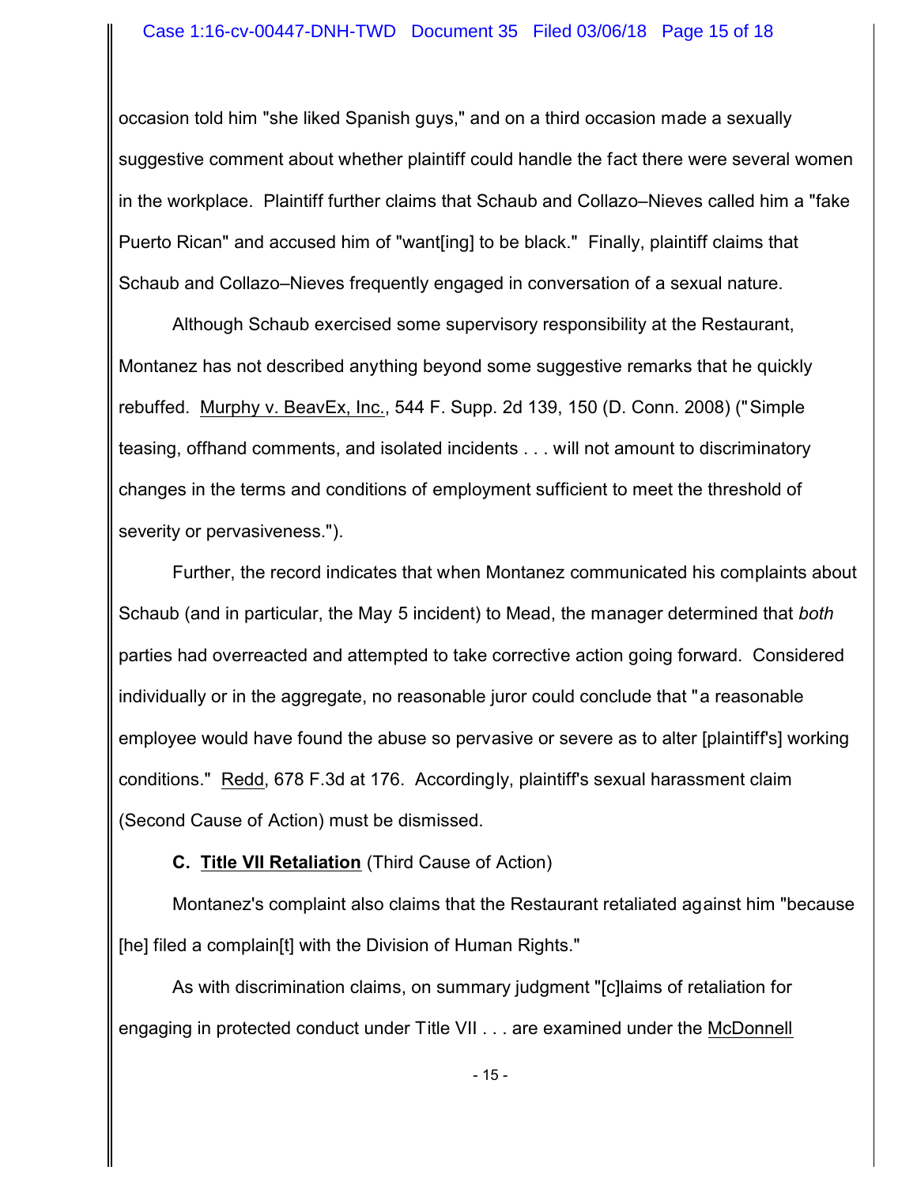occasion told him "she liked Spanish guys," and on a third occasion made a sexually suggestive comment about whether plaintiff could handle the fact there were several women in the workplace. Plaintiff further claims that Schaub and Collazo–Nieves called him a "fake Puerto Rican" and accused him of "want[ing] to be black." Finally, plaintiff claims that Schaub and Collazo–Nieves frequently engaged in conversation of a sexual nature.

Although Schaub exercised some supervisory responsibility at the Restaurant, Montanez has not described anything beyond some suggestive remarks that he quickly rebuffed. Murphy v. BeavEx, Inc., 544 F. Supp. 2d 139, 150 (D. Conn. 2008) ("Simple teasing, offhand comments, and isolated incidents . . . will not amount to discriminatory changes in the terms and conditions of employment sufficient to meet the threshold of severity or pervasiveness.").

Further, the record indicates that when Montanez communicated his complaints about Schaub (and in particular, the May 5 incident) to Mead, the manager determined that *both* parties had overreacted and attempted to take corrective action going forward. Considered individually or in the aggregate, no reasonable juror could conclude that "a reasonable employee would have found the abuse so pervasive or severe as to alter [plaintiff's] working conditions." Redd, 678 F.3d at 176. Accordingly, plaintiff's sexual harassment claim (Second Cause of Action) must be dismissed.

**C. Title VII Retaliation** (Third Cause of Action)

Montanez's complaint also claims that the Restaurant retaliated against him "because [he] filed a complain[t] with the Division of Human Rights."

As with discrimination claims, on summary judgment "[c]laims of retaliation for engaging in protected conduct under Title VII . . . are examined under the McDonnell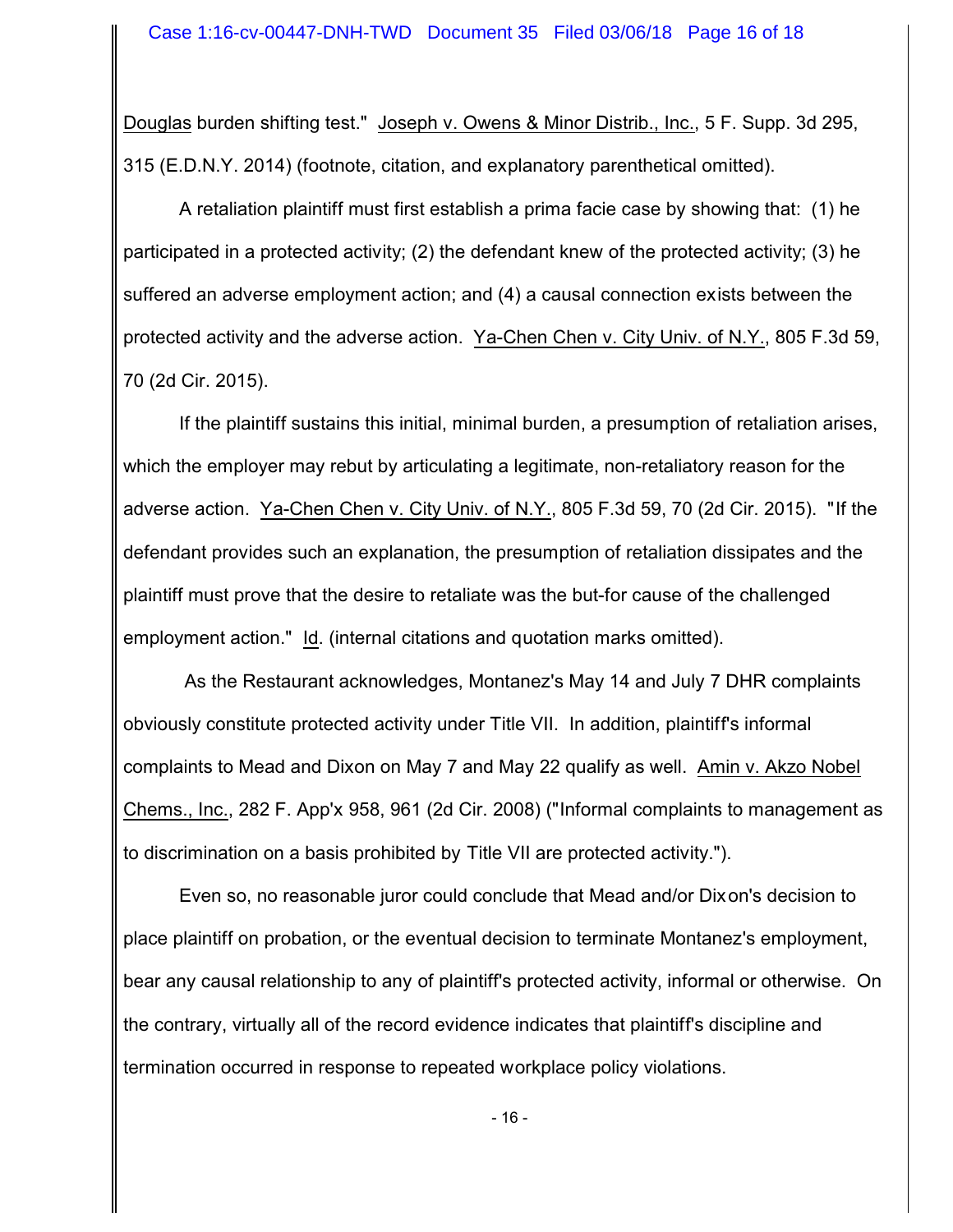Douglas burden shifting test." Joseph v. Owens & Minor Distrib., Inc., 5 F. Supp. 3d 295, 315 (E.D.N.Y. 2014) (footnote, citation, and explanatory parenthetical omitted).

A retaliation plaintiff must first establish a prima facie case by showing that: (1) he participated in a protected activity; (2) the defendant knew of the protected activity; (3) he suffered an adverse employment action; and (4) a causal connection exists between the protected activity and the adverse action. Ya-Chen Chen v. City Univ. of N.Y., 805 F.3d 59, 70 (2d Cir. 2015).

If the plaintiff sustains this initial, minimal burden, a presumption of retaliation arises, which the employer may rebut by articulating a legitimate, non-retaliatory reason for the adverse action. Ya-Chen Chen v. City Univ. of N.Y., 805 F.3d 59, 70 (2d Cir. 2015). "If the defendant provides such an explanation, the presumption of retaliation dissipates and the plaintiff must prove that the desire to retaliate was the but-for cause of the challenged employment action." Id. (internal citations and quotation marks omitted).

As the Restaurant acknowledges, Montanez's May 14 and July 7 DHR complaints obviously constitute protected activity under Title VII. In addition, plaintiff's informal complaints to Mead and Dixon on May 7 and May 22 qualify as well. Amin v. Akzo Nobel Chems., Inc., 282 F. App'x 958, 961 (2d Cir. 2008) ("Informal complaints to management as to discrimination on a basis prohibited by Title VII are protected activity.").

Even so, no reasonable juror could conclude that Mead and/or Dixon's decision to place plaintiff on probation, or the eventual decision to terminate Montanez's employment, bear any causal relationship to any of plaintiff's protected activity, informal or otherwise. On the contrary, virtually all of the record evidence indicates that plaintiff's discipline and termination occurred in response to repeated workplace policy violations.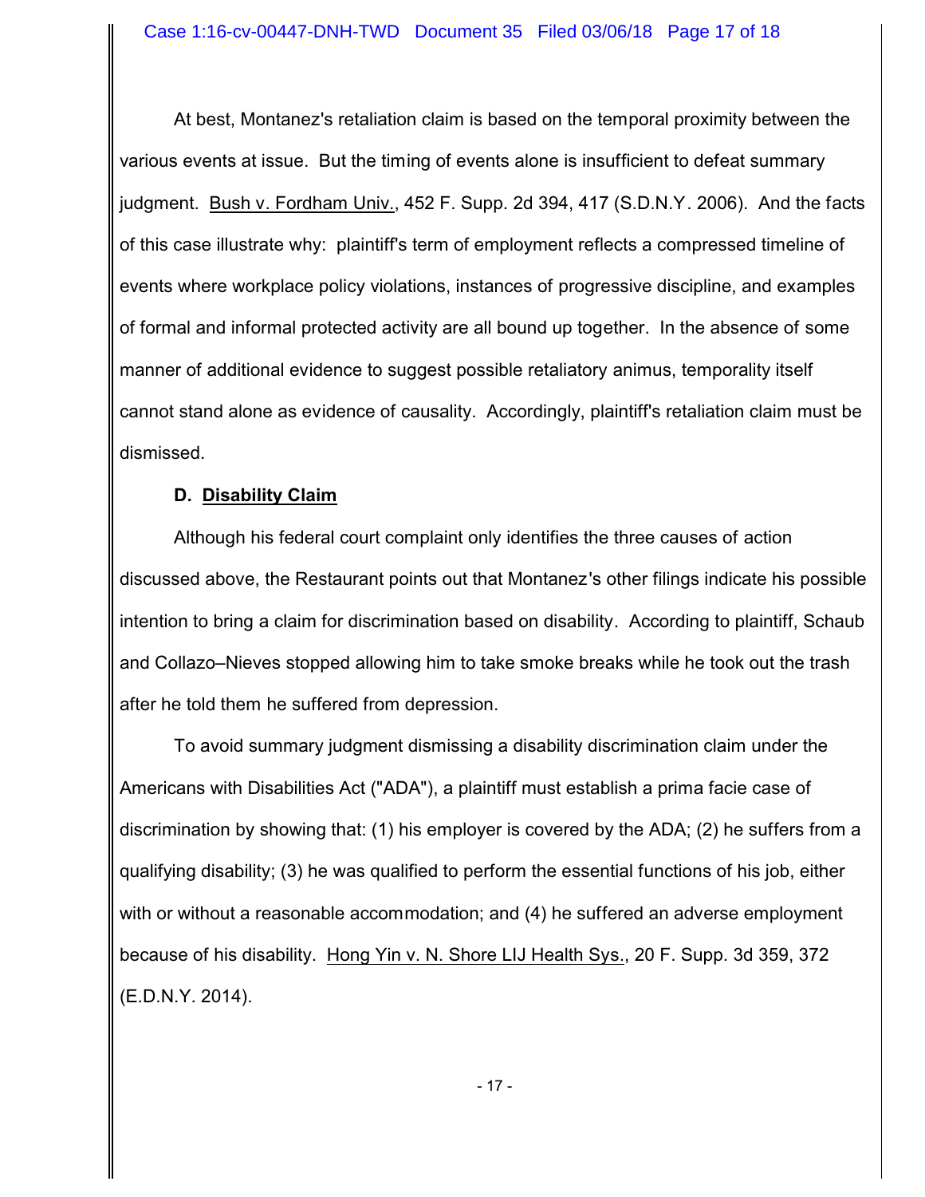At best, Montanez's retaliation claim is based on the temporal proximity between the various events at issue. But the timing of events alone is insufficient to defeat summary judgment. Bush v. Fordham Univ., 452 F. Supp. 2d 394, 417 (S.D.N.Y. 2006). And the facts of this case illustrate why: plaintiff's term of employment reflects a compressed timeline of events where workplace policy violations, instances of progressive discipline, and examples of formal and informal protected activity are all bound up together. In the absence of some manner of additional evidence to suggest possible retaliatory animus, temporality itself cannot stand alone as evidence of causality. Accordingly, plaintiff's retaliation claim must be dismissed.

### D. Disability Claim

Although his federal court complaint only identifies the three causes of action discussed above, the Restaurant points out that Montanez's other filings indicate his possible intention to bring a claim for discrimination based on disability. According to plaintiff, Schaub and Collazo–Nieves stopped allowing him to take smoke breaks while he took out the trash after he told them he suffered from depression.

To avoid summary judgment dismissing a disability discrimination claim under the Americans with Disabilities Act ("ADA"), a plaintiff must establish a prima facie case of discrimination by showing that: (1) his employer is covered by the ADA; (2) he suffers from a qualifying disability; (3) he was qualified to perform the essential functions of his job, either with or without a reasonable accommodation; and (4) he suffered an adverse employment because of his disability. Hong Yin v. N. Shore LIJ Health Sys., 20 F. Supp. 3d 359, 372 (E.D.N.Y. 2014).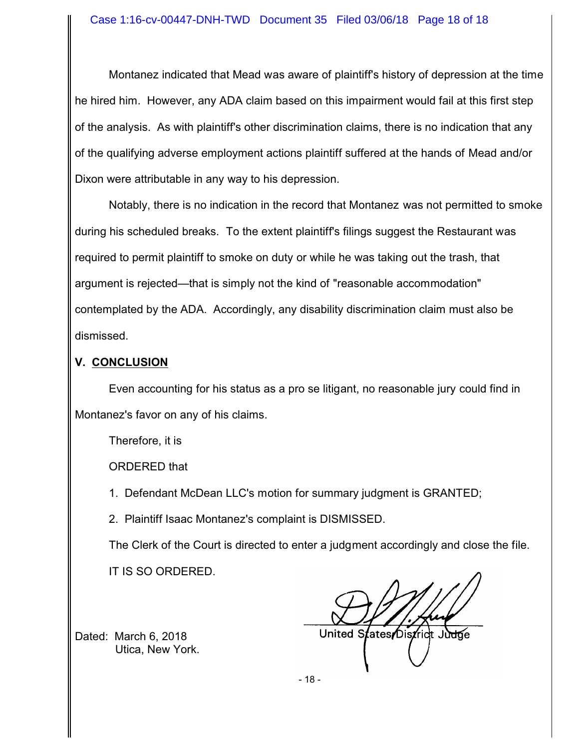Montanez indicated that Mead was aware of plaintiff's history of depression at the time he hired him. However, any ADA claim based on this impairment would fail at this first step of the analysis. As with plaintiff's other discrimination claims, there is no indication that any of the qualifying adverse employment actions plaintiff suffered at the hands of Mead and/or Dixon were attributable in any way to his depression.

Notably, there is no indication in the record that Montanez was not permitted to smoke during his scheduled breaks. To the extent plaintiff's filings suggest the Restaurant was required to permit plaintiff to smoke on duty or while he was taking out the trash, that argument is rejected—that is simply not the kind of "reasonable accommodation" contemplated by the ADA. Accordingly, any disability discrimination claim must also be dismissed.

## V. CONCLUSION

Even accounting for his status as a pro se litigant, no reasonable jury could find in Montanez's favor on any of his claims.

Therefore, it is

ORDERED that

1. Defendant McDean LLC's motion for summary judgment is GRANTED;
2. Plaintiff Isaac Montanez's complaint is DISMISSED.

The Clerk of the Court is directed to enter a judgment accordingly and close the file.

IT IS SO ORDERED.

United States District Judge

Dated: March 6, 2018
Utica, New York.